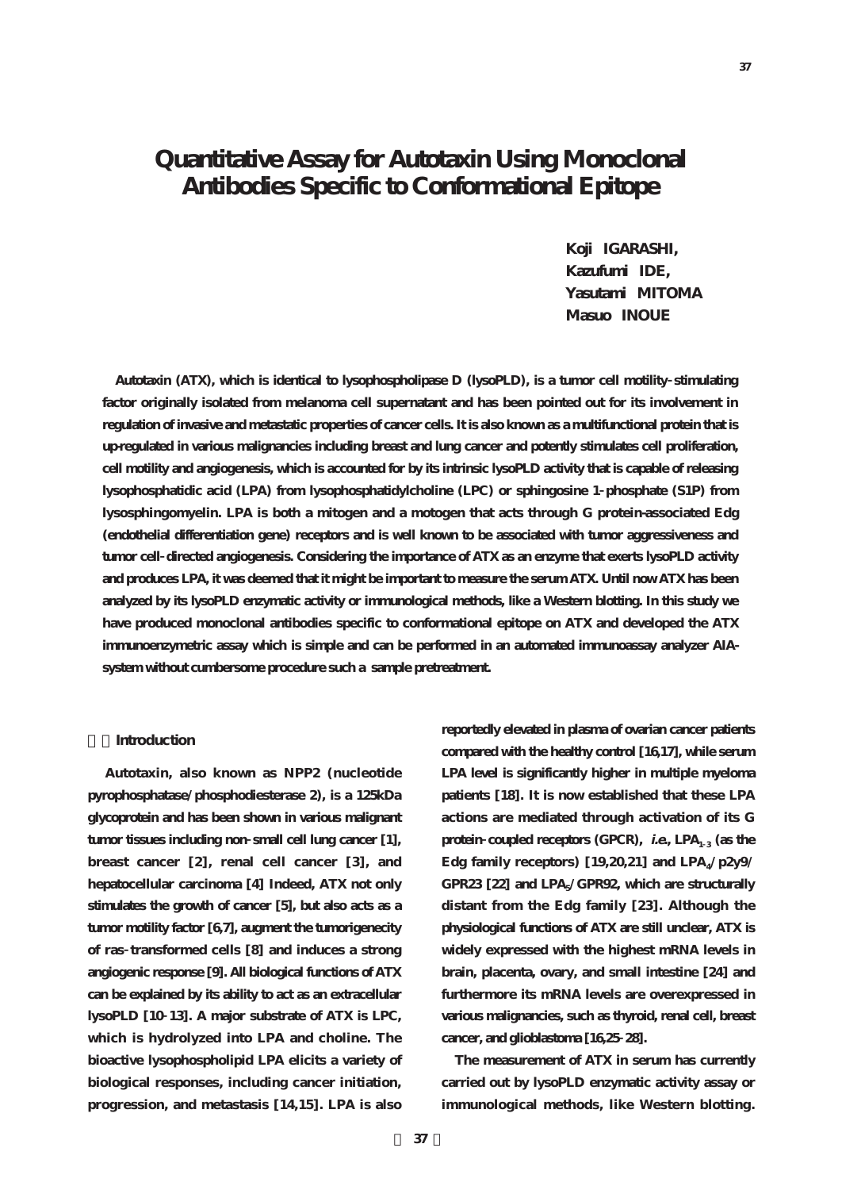# Quantitative Assay for Autotaxin Using Monoclonal Antibodies Specific to Conformational Epitope

**Koji IGARASHI, Kazufumi IDE, Yasutami MITOMA, Masuo INOUE**

**Autotaxin (ATX), which is identical to lysophospholipase D (lysoPLD), is a tumor cell motility-stimulating factor originally isolated from melanoma cell supernatant and has been pointed out for its involvement in regulation of invasive and metastatic properties of cancer cells. It is also known as a multifunctional protein that is up-regulated in various malignancies including breast and lung cancer and potently stimulates cell proliferation, cell motility and angiogenesis, which is accounted for by its intrinsic lysoPLD activity that is capable of releasing lysophosphatidic acid (LPA) from lysophosphatidylcholine (LPC) or sphingosine 1-phosphate (S1P) from lysosphingomyelin. LPA is both a mitogen and a motogen that acts through G protein-associated Edg (endothelial differentiation gene) receptors and is well known to be associated with tumor aggressiveness and tumor cell-directed angiogenesis. Considering the importance of ATX as an enzyme that exerts lysoPLD activity and produces LPA, it was deemed that it might be important to measure the serum ATX. Until now ATX has been analyzed by its lysoPLD enzymatic activity or immunological methods, like a Western blotting. In this study we have produced monoclonal antibodies specific to conformational epitope on ATX and developed the ATX immunoenzymetric assay which is simple and can be performed in an automated immunoassay analyzer AIA-system without cumbersome procedure such a sample pretreatment.**

## Introduction

Autotaxin, also known as NPP2 (nucleotide pyrophosphatase/phosphodiesterase 2), is a 125kDa glycoprotein and has been shown in various malignant tumor tissues including non-small cell lung cancer [1], breast cancer [2], renal cell cancer [3], and hepatocellular carcinoma [4] Indeed, ATX not only stimulates the growth of cancer [5], but also acts as a tumor motility factor [6,7], augment the tumorigenecity of ras-transformed cells [8] and induces a strong angiogenic response [9]. All biological functions of ATX can be explained by its ability to act as an extracellular lysoPLD [10-13]. A major substrate of ATX is LPC, which is hydrolyzed into LPA and choline. The bioactive lysophospholipid LPA elicits a variety of biological responses, including cancer initiation, progression, and metastasis [14,15]. LPA is also reportedly elevated in plasma of ovarian cancer patients compared with the healthy control [16,17], while serum LPA level is significantly higher in multiple myeloma patients [18]. It is now established that these LPA actions are mediated through activation of its G protein-coupled receptors (GPCR), *i.e.*, $LPA_{1-3}$ (as the Edg family receptors) [19,20,21] and $LPA_4$/p2y9/GPR23 [22] and $LPA_5$/GPR92, which are structurally distant from the Edg family [23]. Although the physiological functions of ATX are still unclear, ATX is widely expressed with the highest mRNA levels in brain, placenta, ovary, and small intestine [24] and furthermore its mRNA levels are overexpressed in various malignancies, such as thyroid, renal cell, breast cancer, and glioblastoma [16,25-28].

The measurement of ATX in serum has currently carried out by lysoPLD enzymatic activity assay or immunological methods, like Western blotting.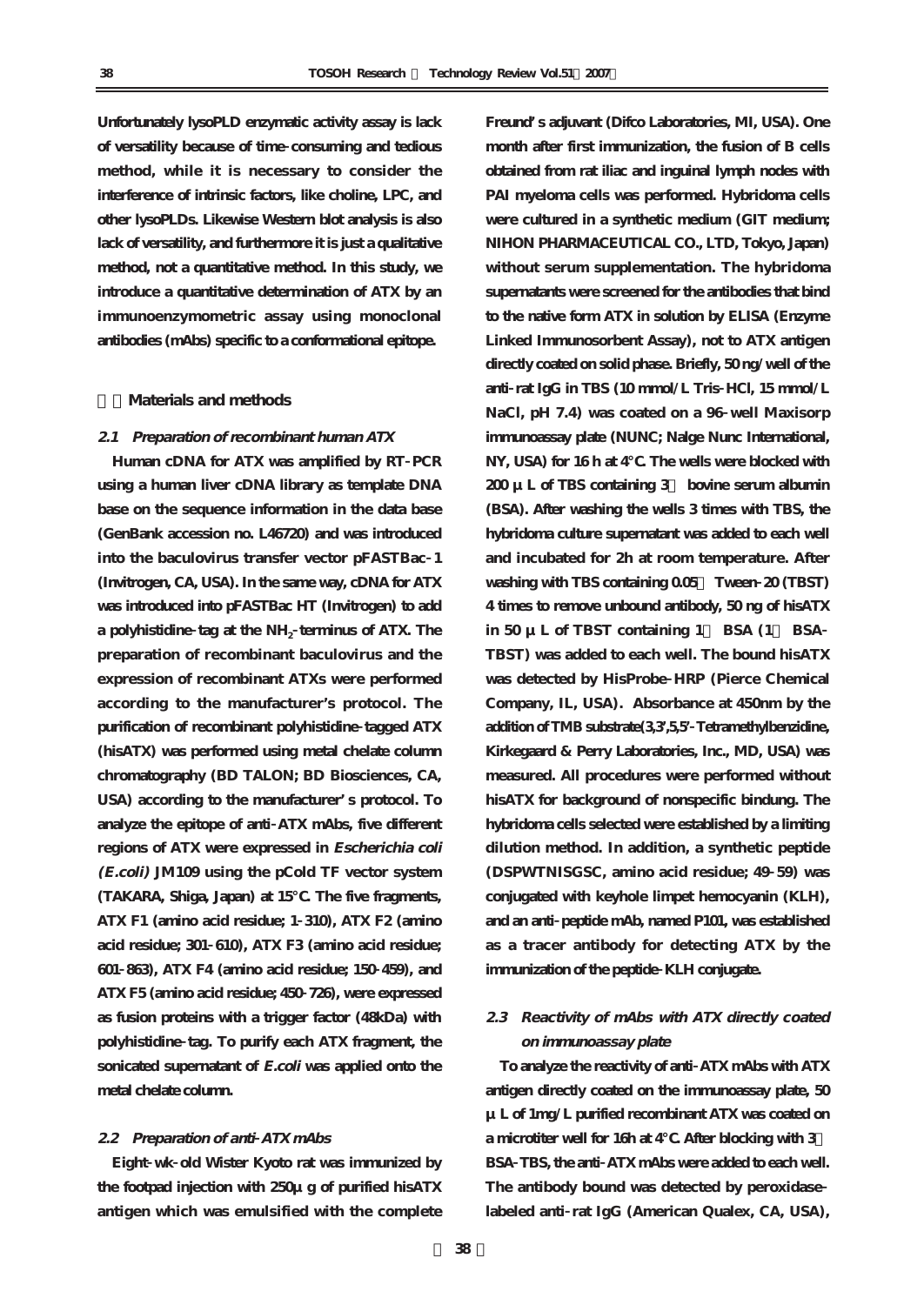Unfortunately lysoPLD enzymatic activity assay is lack of versatility because of time-consuming and tedious method, while it is necessary to consider the interference of intrinsic factors, like choline, LPC, and other lysoPLDs. Likewise Western blot analysis is also lack of versatility, and furthermore it is just a qualitative method, not a quantitative method. In this study, we introduce a quantitative determination of ATX by an immunoenzymometric assay using monoclonal antibodies (mAbs) specific to a conformational epitope.

## 2. Materials and methods

### *2.1 Preparation of recombinant human ATX*

Human cDNA for ATX was amplified by RT-PCR using a human liver cDNA library as template DNA base on the sequence information in the data base (GenBank accession no. L46720) and was introduced into the baculovirus transfer vector pFASTBac-1 (Invitrogen, CA, USA). In the same way, cDNA for ATX was introduced into pFASTBac HT (Invitrogen) to add a polyhistidine-tag at the $NH_2$-terminus of ATX. The preparation of recombinant baculovirus and the expression of recombinant ATXs were performed according to the manufacturer's protocol. The purification of recombinant polyhistidine-tagged ATX (hisATX) was performed using metal chelate column chromatography (BD TALON; BD Biosciences, CA, USA) according to the manufacturer's protocol. To analyze the epitope of anti-ATX mAbs, five different regions of ATX were expressed in *Escherichia coli (E.coli)* JM109 using the pCold TF vector system (TAKARA, Shiga, Japan) at 15°C. The five fragments, ATX F1 (amino acid residue; 1-310), ATX F2 (amino acid residue; 301-610), ATX F3 (amino acid residue; 601-863), ATX F4 (amino acid residue; 150-459), and ATX F5 (amino acid residue; 450-726), were expressed as fusion proteins with a trigger factor (48kDa) with polyhistidine-tag. To purify each ATX fragment, the sonicated supernatant of *E.coli* was applied onto the metal chelate column.

### *2.2 Preparation of anti-ATX mAbs*

Eight-wk-old Wister Kyoto rat was immunized by the footpad injection with 250μg of purified hisATX antigen which was emulsified with the complete Freund's adjuvant (Difco Laboratories, MI, USA). One month after first immunization, the fusion of B cells obtained from rat iliac and inguinal lymph nodes with PAI myeloma cells was performed. Hybridoma cells were cultured in a synthetic medium (GIT medium; NIHON PHARMACEUTICAL CO., LTD, Tokyo, Japan) without serum supplementation. The hybridoma supernatants were screened for the antibodies that bind to the native form ATX in solution by ELISA (Enzyme Linked Immunosorbent Assay), not to ATX antigen directly coated on solid phase. Briefly, 50 ng/well of the anti-rat IgG in TBS (10 mmol/L Tris-HCl, 15 mmol/L NaCl, pH 7.4) was coated on a 96-well Maxisorp immunoassay plate (NUNC; Nalge Nunc International, NY, USA) for 16 h at 4°C. The wells were blocked with 200 μL of TBS containing 3% bovine serum albumin (BSA). After washing the wells 3 times with TBS, the hybridoma culture supernatant was added to each well and incubated for 2h at room temperature. After washing with TBS containing 0.05% Tween-20 (TBST) 4 times to remove unbound antibody, 50 ng of hisATX in 50 μL of TBST containing 1% BSA (1% BSA-TBST) was added to each well. The bound hisATX was detected by HisProbe-HRP (Pierce Chemical Company, IL, USA). Absorbance at 450nm by the addition of TMB substrate(3,3',5,5'-Tetramethylbenzidine, Kirkegaard & Perry Laboratories, Inc., MD, USA) was measured. All procedures were performed without hisATX for background of nonspecific bindung. The hybridoma cells selected were established by a limiting dilution method. In addition, a synthetic peptide (DSPWTNISGSC, amino acid residue; 49-59) was conjugated with keyhole limpet hemocyanin (KLH), and an anti-peptide mAb, named P101, was established as a tracer antibody for detecting ATX by the immunization of the peptide-KLH conjugate.

### *2.3 Reactivity of mAbs with ATX directly coated on immunoassay plate*

To analyze the reactivity of anti-ATX mAbs with ATX antigen directly coated on the immunoassay plate, 50 μL of 1mg/L purified recombinant ATX was coated on a microtiter well for 16h at 4°C. After blocking with 3% BSA-TBS, the anti-ATX mAbs were added to each well. The antibody bound was detected by peroxidase-labeled anti-rat IgG (American Qualex, CA, USA),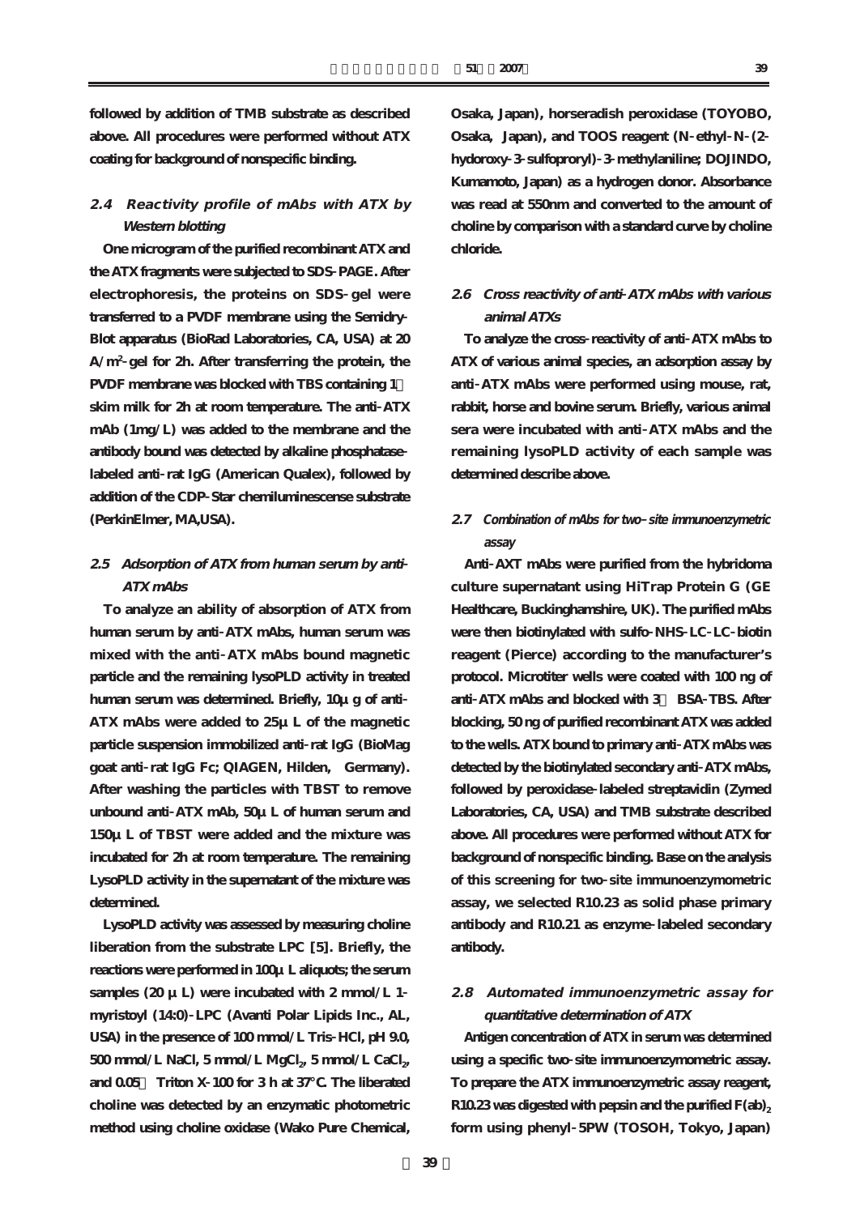followed by addition of TMB substrate as described above. All procedures were performed without ATX coating for background of nonspecific binding.

### 2.4 Reactivity profile of mAbs with ATX by Western blotting

One microgram of the purified recombinant ATX and the ATX fragments were subjected to SDS-PAGE. After electrophoresis, the proteins on SDS-gel were transferred to a PVDF membrane using the Semidry-Blot apparatus (BioRad Laboratories, CA, USA) at 20 A/m$^2$-gel for 2h. After transferring the protein, the PVDF membrane was blocked with TBS containing 1％ skim milk for 2h at room temperature. The anti-ATX mAb (1mg/L) was added to the membrane and the antibody bound was detected by alkaline phosphatase-labeled anti-rat IgG (American Qualex), followed by addition of the CDP-Star chemiluminescense substrate (PerkinElmer, MA,USA).

### 2.5 Adsorption of ATX from human serum by anti-ATX mAbs

To analyze an ability of absorption of ATX from human serum by anti-ATX mAbs, human serum was mixed with the anti-ATX mAbs bound magnetic particle and the remaining lysoPLD activity in treated human serum was determined. Briefly, 10μg of anti-ATX mAbs were added to 25μL of the magnetic particle suspension immobilized anti-rat IgG (BioMag goat anti-rat IgG Fc; QIAGEN, Hilden, Germany). After washing the particles with TBST to remove unbound anti-ATX mAb, 50μL of human serum and 150μL of TBST were added and the mixture was incubated for 2h at room temperature. The remaining LysoPLD activity in the supernatant of the mixture was determined.

LysoPLD activity was assessed by measuring choline liberation from the substrate LPC [5]. Briefly, the reactions were performed in 100μL aliquots; the serum samples (20μL) were incubated with 2 mmol/L 1-myristoyl (14:0)-LPC (Avanti Polar Lipids Inc., AL, USA) in the presence of 100 mmol/L Tris-HCl, pH 9.0, 500 mmol/L NaCl, 5 mmol/L $MgCl_2$, 5 mmol/L $CaCl_2$, and 0.05％ Triton X-100 for 3 h at 37℃. The liberated choline was detected by an enzymatic photometric method using choline oxidase (Wako Pure Chemical, Osaka, Japan), horseradish peroxidase (TOYOBO, Osaka, Japan), and TOOS reagent (N-ethyl-N-(2-hydoroxy-3-sulfoproryl)-3-methylaniline; DOJINDO, Kumamoto, Japan) as a hydrogen donor. Absorbance was read at 550nm and converted to the amount of choline by comparison with a standard curve by choline chloride.

### 2.6 Cross reactivity of anti-ATX mAbs with various animal ATXs

To analyze the cross-reactivity of anti-ATX mAbs to ATX of various animal species, an adsorption assay by anti-ATX mAbs were performed using mouse, rat, rabbit, horse and bovine serum. Briefly, various animal sera were incubated with anti-ATX mAbs and the remaining lysoPLD activity of each sample was determined describe above.

### 2.7 Combination of mAbs for two-site immunoenzymetric assay

Anti-AXT mAbs were purified from the hybridoma culture supernatant using HiTrap Protein G (GE Healthcare, Buckinghamshire, UK). The purified mAbs were then biotinylated with sulfo-NHS-LC-LC-biotin reagent (Pierce) according to the manufacturer's protocol. Microtiter wells were coated with 100 ng of anti-ATX mAbs and blocked with 3％ BSA-TBS. After blocking, 50 ng of purified recombinant ATX was added to the wells. ATX bound to primary anti-ATX mAbs was detected by the biotinylated secondary anti-ATX mAbs, followed by peroxidase-labeled streptavidin (Zymed Laboratories, CA, USA) and TMB substrate described above. All procedures were performed without ATX for background of nonspecific binding. Base on the analysis of this screening for two-site immunoenzymometric assay, we selected R10.23 as solid phase primary antibody and R10.21 as enzyme-labeled secondary antibody.

### 2.8 Automated immunoenzymetric assay for quantitative determination of ATX

Antigen concentration of ATX in serum was determined using a specific two-site immunoenzymometric assay. To prepare the ATX immunoenzymetric assay reagent, R10.23 was digested with pepsin and the purified $F(ab)_2$ form using phenyl-5PW (TOSOH, Tokyo, Japan)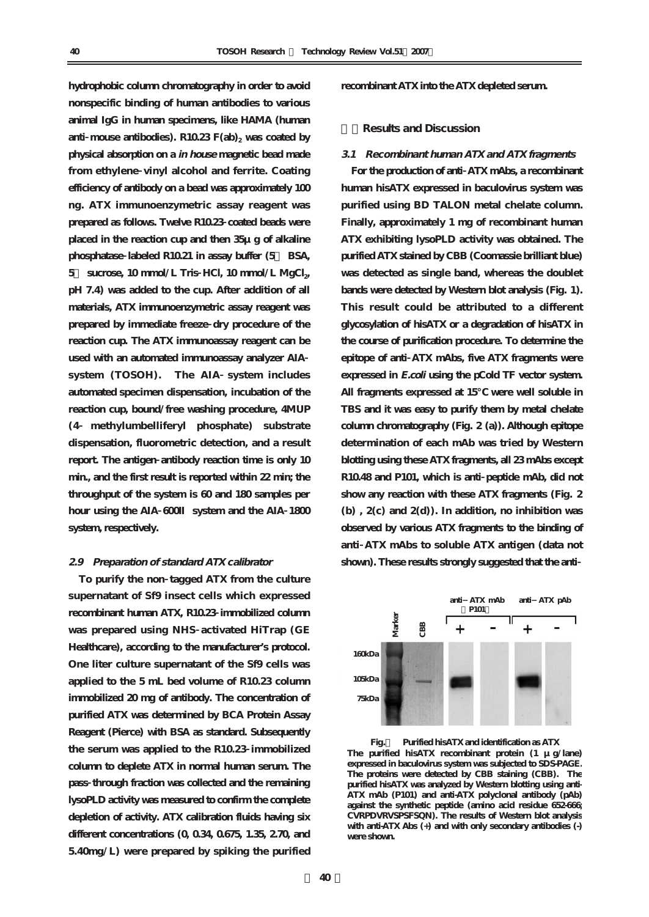hydrophobic column chromatography in order to avoid nonspecific binding of human antibodies to various animal IgG in human specimens, like HAMA (human anti-mouse antibodies). R10.23 $F(ab)_2$ was coated by physical absorption on a *in house* magnetic bead made from ethylene-vinyl alcohol and ferrite. Coating efficiency of antibody on a bead was approximately 100 ng. ATX immunoenzymetric assay reagent was prepared as follows. Twelve R10.23-coated beads were placed in the reaction cup and then 35μg of alkaline phosphatase-labeled R10.21 in assay buffer (5 BSA, 5 sucrose, 10 mmol/L Tris-HCl, 10 mmol/L $MgCl_2$, pH 7.4) was added to the cup. After addition of all materials, ATX immunoenzymetric assay reagent was prepared by immediate freeze-dry procedure of the reaction cup. The ATX immunoassay reagent can be used with an automated immunoassay analyzer AIA-system (TOSOH). The AIA-system includes automated specimen dispensation, incubation of the reaction cup, bound/free washing procedure, 4MUP (4-methylumbelliferyl phosphate) substrate dispensation, fluorometric detection, and a result report. The antigen-antibody reaction time is only 10 min., and the first result is reported within 22 min; the throughput of the system is 60 and 180 samples per hour using the AIA-600II system and the AIA-1800 system, respectively.

### *2.9 Preparation of standard ATX calibrator*

To purify the non-tagged ATX from the culture supernatant of Sf9 insect cells which expressed recombinant human ATX, R10.23-immobilized column was prepared using NHS-activated HiTrap (GE Healthcare), according to the manufacturer's protocol. One liter culture supernatant of the Sf9 cells was applied to the 5 mL bed volume of R10.23 column immobilized 20 mg of antibody. The concentration of purified ATX was determined by BCA Protein Assay Reagent (Pierce) with BSA as standard. Subsequently the serum was applied to the R10.23-immobilized column to deplete ATX in normal human serum. The pass-through fraction was collected and the remaining lysoPLD activity was measured to confirm the complete depletion of activity. ATX calibration fluids having six different concentrations (0, 0.34, 0.675, 1.35, 2.70, and 5.40mg/L) were prepared by spiking the purified recombinant ATX into the ATX depleted serum.

## Results and Discussion

### *3.1 Recombinant human ATX and ATX fragments*

For the production of anti-ATX mAbs, a recombinant human hisATX expressed in baculovirus system was purified using BD TALON metal chelate column. Finally, approximately 1 mg of recombinant human ATX exhibiting lysoPLD activity was obtained. The purified ATX stained by CBB (Coomassie brilliant blue) was detected as single band, whereas the doublet bands were detected by Western blot analysis (Fig. 1). This result could be attributed to a different glycosylation of hisATX or a degradation of hisATX in the course of purification procedure. To determine the epitope of anti-ATX mAbs, five ATX fragments were expressed in *E.coli* using the pCold TF vector system. All fragments expressed at 15°C were well soluble in TBS and it was easy to purify them by metal chelate column chromatography (Fig. 2 (a)). Although epitope determination of each mAb was tried by Western blotting using these ATX fragments, all 23 mAbs except R10.48 and P101, which is anti-peptide mAb, did not show any reaction with these ATX fragments (Fig. 2 (b), 2(c) and 2(d)). In addition, no inhibition was observed by various ATX fragments to the binding of anti-ATX mAbs to soluble ATX antigen (data not shown). These results strongly suggested that the anti-

**Fig. Purified hisATX and identification as ATX**

The purified hisATX recombinant protein (1 μg/lane) expressed in baculovirus system was subjected to SDS-PAGE. The proteins were detected by CBB staining (CBB). The purified hisATX was analyzed by Western blotting using anti-ATX mAb (P101) and anti-ATX polyclonal antibody (pAb) against the synthetic peptide (amino acid residue 652-666; CVRPDVRVSPSFSQN). The results of Western blot analysis with anti-ATX Abs (+) and with only secondary antibodies (-) were shown.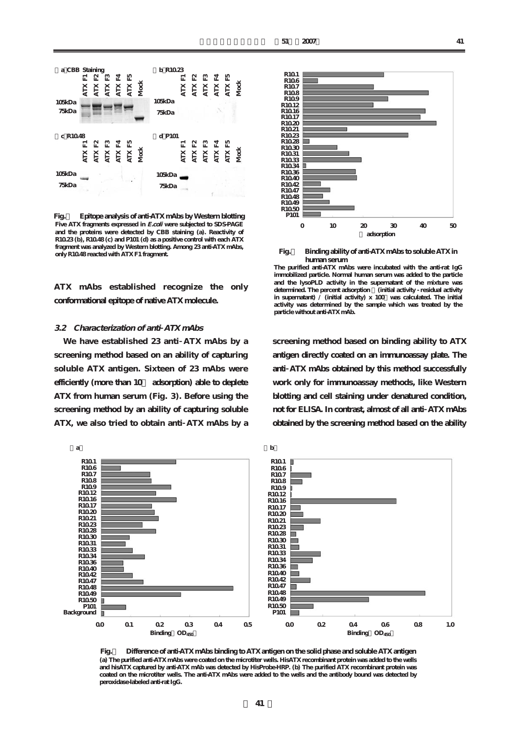Fig. Epitope analysis of anti-ATX mAbs by Western blotting
Five ATX fragments expressed in *E.coli* were subjected to SDS-PAGE and the proteins were detected by CBB staining (a). Reactivity of R10.23 (b), R10.48 (c) and P101 (d) as a positive control with each ATX fragment was analyzed by Western blotting. Among 23 anti-ATX mAbs, only R10.48 reacted with ATX F1 fragment.

Fig. Binding ability of anti-ATX mAbs to soluble ATX in human serum
The purified anti-ATX mAbs were incubated with the anti-rat IgG immobilized particle. Normal human serum was added to the particle and the lysoPLD activity in the supernatant of the mixture was determined. The percent adsorption (initial activity - residual activity in supernatant) / (initial activity) x 100 was calculated. The initial activity was determined by the sample which was treated by the particle without anti-ATX mAb.

ATX mAbs established recognize the only conformational epitope of native ATX molecule.

### 3.2 *Characterization of anti-ATX mAbs*

We have established 23 anti-ATX mAbs by a screening method based on an ability of capturing soluble ATX antigen. Sixteen of 23 mAbs were efficiently (more than 10 adsorption) able to deplete ATX from human serum (Fig. 3). Before using the screening method by an ability of capturing soluble ATX, we also tried to obtain anti-ATX mAbs by a screening method based on binding ability to ATX antigen directly coated on an immunoassay plate. The anti-ATX mAbs obtained by this method successfully work only for immunoassay methods, like Western blotting and cell staining under denatured condition, not for ELISA. In contrast, almost of all anti-ATX mAbs obtained by the screening method based on the ability

Fig. Difference of anti-ATX mAbs binding to ATX antigen on the solid phase and soluble ATX antigen
(a) The purified anti-ATX mAbs were coated on the microtiter wells. HisATX recombinant protein was added to the wells and hisATX captured by anti-ATX mAb was detected by HisProbe-HRP. (b) The purified ATX recombinant protein was coated on the microtiter wells. The anti-ATX mAbs were added to the wells and the antibody bound was detected by peroxidase-labeled anti-rat IgG.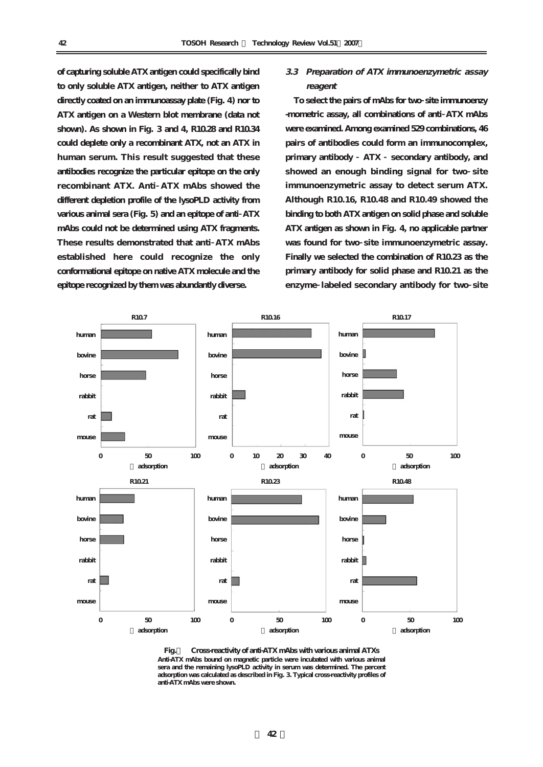of capturing soluble ATX antigen could specifically bind to only soluble ATX antigen, neither to ATX antigen directly coated on an immunoassay plate (Fig. 4) nor to ATX antigen on a Western blot membrane (data not shown). As shown in Fig. 3 and 4, R10.28 and R10.34 could deplete only a recombinant ATX, not an ATX in human serum. This result suggested that these antibodies recognize the particular epitope on the only recombinant ATX. Anti-ATX mAbs showed the different depletion profile of the lysoPLD activity from various animal sera (Fig. 5) and an epitope of anti-ATX mAbs could not be determined using ATX fragments. These results demonstrated that anti-ATX mAbs established here could recognize the only conformational epitope on native ATX molecule and the epitope recognized by them was abundantly diverse.

### *3.3 Preparation of ATX immunoenzymetric assay reagent*

To select the pairs of mAbs for two-site immunoenzymometric assay, all combinations of anti-ATX mAbs were examined. Among examined 529 combinations, 46 pairs of antibodies could form an immunocomplex, primary antibody - ATX - secondary antibody, and showed an enough binding signal for two-site immunoenzymetric assay to detect serum ATX. Although R10.16, R10.48 and R10.49 showed the binding to both ATX antigen on solid phase and soluble ATX antigen as shown in Fig. 4, no applicable partner was found for two-site immunoenzymetric assay. Finally we selected the combination of R10.23 as the primary antibody for solid phase and R10.21 as the enzyme-labeled secondary antibody for two-site

**Fig.5 Cross-reactivity of anti-ATX mAbs with various animal ATXs**
Anti-ATX mAbs bound on magnetic particle were incubated with various animal sera and the remaining lysoPLD activity in serum was determined. The percent adsorption was calculated as described in Fig. 3. Typical cross-reactivity profiles of anti-ATX mAbs were shown.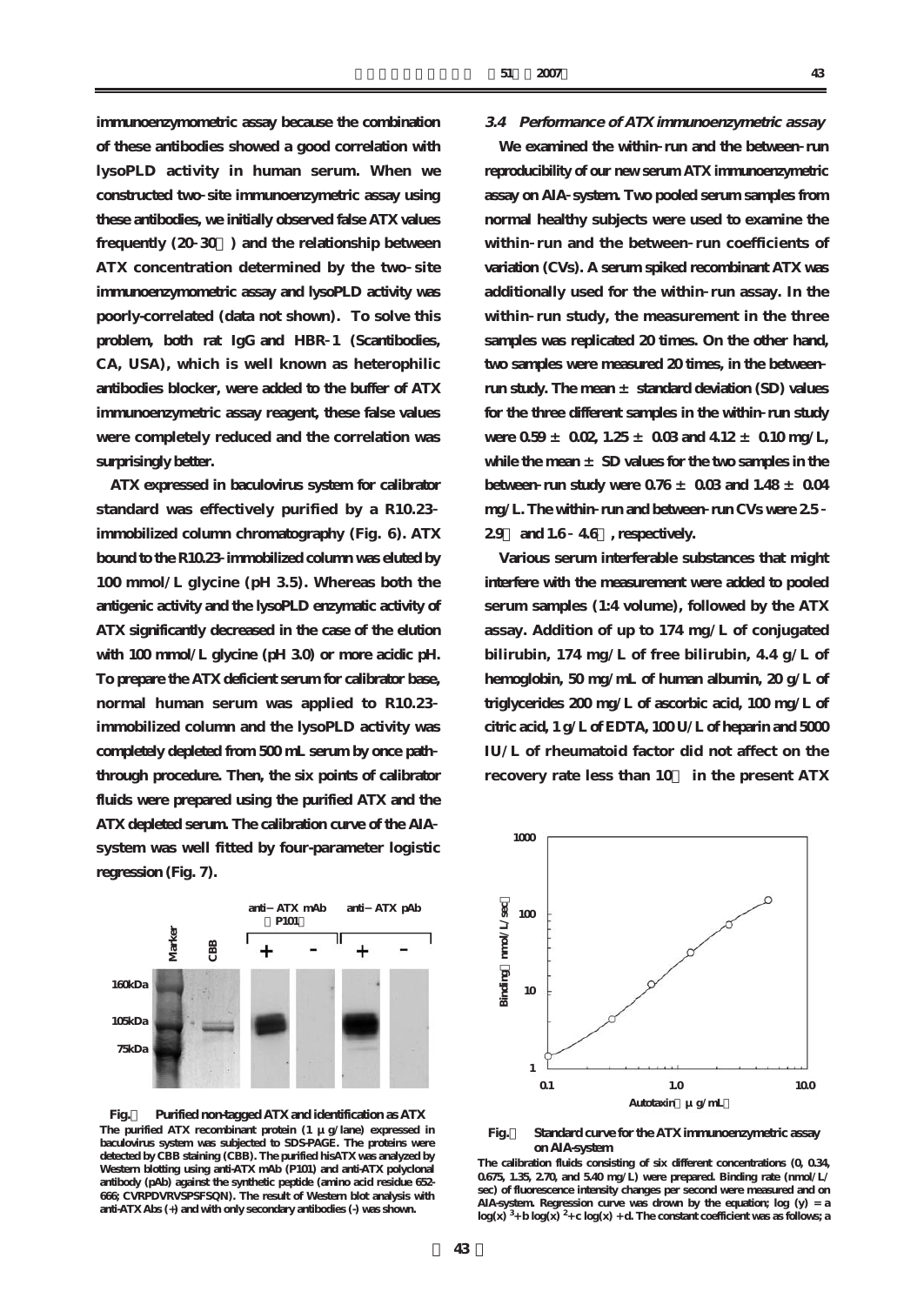immunoenzymometric assay because the combination of these antibodies showed a good correlation with lysoPLD activity in human serum. When we constructed two-site immunoenzymetric assay using these antibodies, we initially observed false ATX values frequently (20-30 ) and the relationship between ATX concentration determined by the two-site immunoenzymometric assay and lysoPLD activity was poorly-correlated (data not shown). To solve this problem, both rat IgG and HBR-1 (Scantibodies, CA, USA), which is well known as heterophilic antibodies blocker, were added to the buffer of ATX immunoenzymetric assay reagent, these false values were completely reduced and the correlation was surprisingly better.

ATX expressed in baculovirus system for calibrator standard was effectively purified by a R10.23-immobilized column chromatography (Fig. 6). ATX bound to the R10.23-immobilized column was eluted by 100 mmol/L glycine (pH 3.5). Whereas both the antigenic activity and the lysoPLD enzymatic activity of ATX significantly decreased in the case of the elution with 100 mmol/L glycine (pH 3.0) or more acidic pH. To prepare the ATX deficient serum for calibrator base, normal human serum was applied to R10.23-immobilized column and the lysoPLD activity was completely depleted from 500 mL serum by once path-through procedure. Then, the six points of calibrator fluids were prepared using the purified ATX and the ATX depleted serum. The calibration curve of the AIA-system was well fitted by four-parameter logistic regression (Fig. 7).

**Fig. Purified non-tagged ATX and identification as ATX**
The purified ATX recombinant protein (1 μg/lane) expressed in baculovirus system was subjected to SDS-PAGE. The proteins were detected by CBB staining (CBB). The purified hisATX was analyzed by Western blotting using anti-ATX mAb (P101) and anti-ATX polyclonal antibody (pAb) against the synthetic peptide (amino acid residue 652-666; CVRPDVRVSPSFSQN). The result of Western blot analysis with anti-ATX Abs (+) and with only secondary antibodies (-) was shown.

### 3.4 Performance of ATX immunoenzymetric assay

We examined the within-run and the between-run reproducibility of our new serum ATX immunoenzymetric assay on AIA-system. Two pooled serum samples from normal healthy subjects were used to examine the within-run and the between-run coefficients of variation (CVs). A serum spiked recombinant ATX was additionally used for the within-run assay. In the within-run study, the measurement in the three samples was replicated 20 times. On the other hand, two samples were measured 20 times, in the between-run study. The mean ± standard deviation (SD) values for the three different samples in the within-run study were 0.59 ± 0.02, 1.25 ± 0.03 and 4.12 ± 0.10 mg/L, while the mean ± SD values for the two samples in the between-run study were 0.76 ± 0.03 and 1.48 ± 0.04 mg/L. The within-run and between-run CVs were 2.5-2.9 and 1.6-4.6 , respectively.

Various serum interferable substances that might interfere with the measurement were added to pooled serum samples (1:4 volume), followed by the ATX assay. Addition of up to 174 mg/L of conjugated bilirubin, 174 mg/L of free bilirubin, 4.4 g/L of hemoglobin, 50 mg/mL of human albumin, 20 g/L of triglycerides 200 mg/L of ascorbic acid, 100 mg/L of citric acid, 1 g/L of EDTA, 100 U/L of heparin and 5000 IU/L of rheumatoid factor did not affect on the recovery rate less than 10 in the present ATX

**Fig. Standard curve for the ATX immunoenzymetric assay on AIA-system**
The calibration fluids consisting of six different concentrations (0, 0.34, 0.675, 1.35, 2.70, and 5.40 mg/L) were prepared. Binding rate (nmol/L/sec) of fluorescence intensity changes per second were measured and on AIA-system. Regression curve was drown by the equation; $\log(y) = a \log(x)^3 + b \log(x)^2 + c \log(x) + d$. The constant coefficient was as follows; a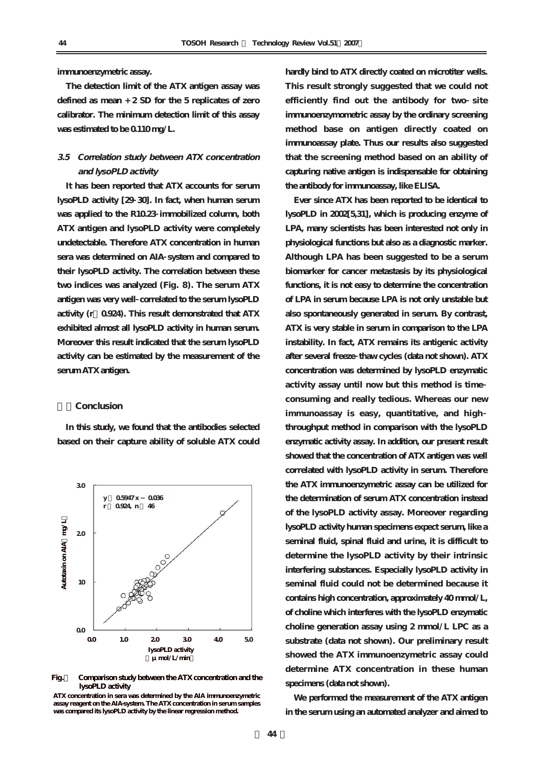immunoenzymetric assay.

The detection limit of the ATX antigen assay was defined as mean + 2 SD for the 5 replicates of zero calibrator. The minimum detection limit of this assay was estimated to be 0.110 mg/L.

### *3.5 Correlation study between ATX concentration and lysoPLD activity*

It has been reported that ATX accounts for serum lysoPLD activity [29-30]. In fact, when human serum was applied to the R10.23-immobilized column, both ATX antigen and lysoPLD activity were completely undetectable. Therefore ATX concentration in human sera was determined on AIA-system and compared to their lysoPLD activity. The correlation between these two indices was analyzed (Fig. 8). The serum ATX antigen was very well-correlated to the serum lysoPLD activity (r 0.924). This result demonstrated that ATX exhibited almost all lysoPLD activity in human serum. Moreover this result indicated that the serum lysoPLD activity can be estimated by the measurement of the serum ATX antigen.

## Conclusion

In this study, we found that the antibodies selected based on their capture ability of soluble ATX could hardly bind to ATX directly coated on microtiter wells. This result strongly suggested that we could not efficiently find out the antibody for two-site immunoenzymometric assay by the ordinary screening method base on antigen directly coated on immunoassay plate. Thus our results also suggested that the screening method based on an ability of capturing native antigen is indispensable for obtaining the antibody for immunoassay, like ELISA.

Ever since ATX has been reported to be identical to lysoPLD in 2002[5,31], which is producing enzyme of LPA, many scientists has been interested not only in physiological functions but also as a diagnostic marker. Although LPA has been suggested to be a serum biomarker for cancer metastasis by its physiological functions, it is not easy to determine the concentration of LPA in serum because LPA is not only unstable but also spontaneously generated in serum. By contrast, ATX is very stable in serum in comparison to the LPA instability. In fact, ATX remains its antigenic activity after several freeze-thaw cycles (data not shown). ATX concentration was determined by lysoPLD enzymatic activity assay until now but this method is time-consuming and really tedious. Whereas our new immunoassay is easy, quantitative, and high-throughput method in comparison with the lysoPLD enzymatic activity assay. In addition, our present result showed that the concentration of ATX antigen was well correlated with lysoPLD activity in serum. Therefore the ATX immunoenzymetric assay can be utilized for the determination of serum ATX concentration instead of the lysoPLD activity assay. Moreover regarding lysoPLD activity human specimens expect serum, like a seminal fluid, spinal fluid and urine, it is difficult to determine the lysoPLD activity by their intrinsic interfering substances. Especially lysoPLD activity in seminal fluid could not be determined because it contains high concentration, approximately 40 mmol/L, of choline which interferes with the lysoPLD enzymatic choline generation assay using 2 mmol/L LPC as a substrate (data not shown). Our preliminary result showed the ATX immunoenzymetric assay could determine ATX concentration in these human specimens (data not shown).

We performed the measurement of the ATX antigen in the serum using an automated analyzer and aimed to

$y = 0.5947x - 0.036$
$r = 0.924$, $n = 46$

Autotaxin on AIA (mg/L)

lysoPLD activity (μmol/L/min)

**Fig. 8 Comparison study between the ATX concentration and the lysoPLD activity**

ATX concentration in sera was determined by the AIA immunoenzymetric assay reagent on the AIA-system. The ATX concentration in serum samples was compared its lysoPLD activity by the linear regression method.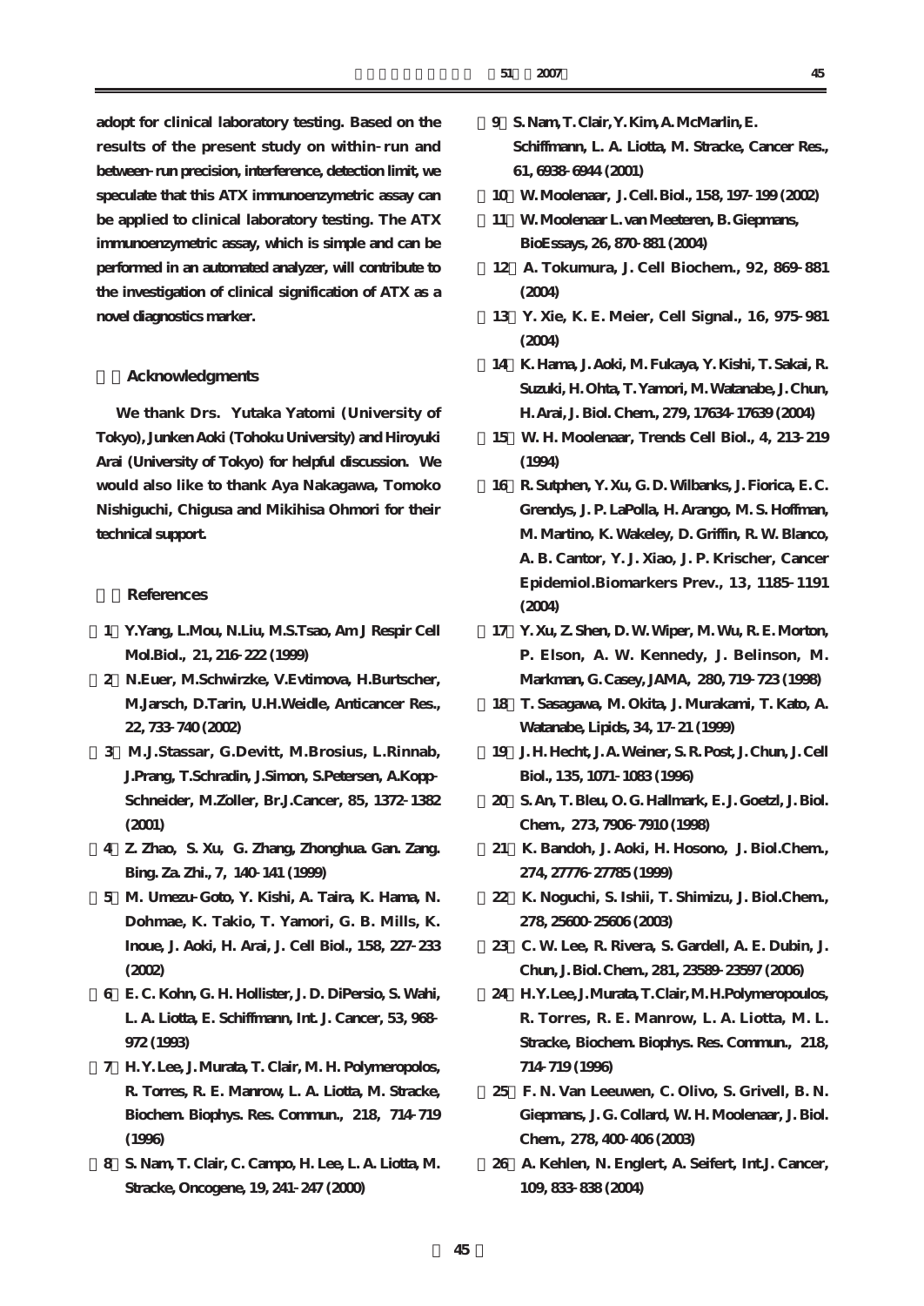adopt for clinical laboratory testing. Based on the results of the present study on within-run and between-run precision, interference, detection limit, we speculate that this ATX immunoenzymetric assay can be applied to clinical laboratory testing. The ATX immunoenzymetric assay, which is simple and can be performed in an automated analyzer, will contribute to the investigation of clinical signification of ATX as a novel diagnostics marker.

## Acknowledgments

We thank Drs. Yutaka Yatomi (University of Tokyo), Junken Aoki (Tohoku University) and Hiroyuki Arai (University of Tokyo) for helpful discussion. We would also like to thank Aya Nakagawa, Tomoko Nishiguchi, Chigusa and Mikihisa Ohmori for their technical support.

## References

1. Y.Yang, L.Mou, N.Liu, M.S.Tsao, Am J Respir Cell Mol.Biol., 21, 216-222 (1999)
2. N.Euer, M.Schwirzke, V.Evtimova, H.Burtscher, M.Jarsch, D.Tarin, U.H.Weidle, Anticancer Res., 22, 733-740 (2002)
3. M.J.Stassar, G.Devitt, M.Brosius, L.Rinnab, J.Prang, T.Schradin, J.Simon, S.Petersen, A.Kopp-Schneider, M.Zoller, Br.J.Cancer, 85, 1372-1382 (2001)
4. Z. Zhao, S. Xu, G. Zhang, Zhonghua. Gan. Zang. Bing. Za. Zhi., 7, 140-141 (1999)
5. M. Umezu-Goto, Y. Kishi, A. Taira, K. Hama, N. Dohmae, K. Takio, T. Yamori, G. B. Mills, K. Inoue, J. Aoki, H. Arai, J. Cell Biol., 158, 227-233 (2002)
6. E. C. Kohn, G. H. Hollister, J. D. DiPersio, S. Wahi, L. A. Liotta, E. Schiffmann, Int. J. Cancer, 53, 968-972 (1993)
7. H. Y. Lee, J. Murata, T. Clair, M. H. Polymeropolos, R. Torres, R. E. Manrow, L. A. Liotta, M. Stracke, Biochem. Biophys. Res. Commun., 218, 714-719 (1996)
8. S. Nam, T. Clair, C. Campo, H. Lee, L. A. Liotta, M. Stracke, Oncogene, 19, 241-247 (2000)
9. S. Nam, T. Clair, Y. Kim, A. McMarlin, E. Schiffmann, L. A. Liotta, M. Stracke, Cancer Res., 61, 6938-6944 (2001)
10. W. Moolenaar, J. Cell. Biol., 158, 197-199 (2002)
11. W. Moolenaar L. van Meeteren, B. Giepmans, BioEssays, 26, 870-881 (2004)
12. A. Tokumura, J. Cell Biochem., 92, 869-881 (2004)
13. Y. Xie, K. E. Meier, Cell Signal., 16, 975-981 (2004)
14. K. Hama, J. Aoki, M. Fukaya, Y. Kishi, T. Sakai, R. Suzuki, H. Ohta, T. Yamori, M. Watanabe, J. Chun, H. Arai, J. Biol. Chem., 279, 17634-17639 (2004)
15. W. H. Moolenaar, Trends Cell Biol., 4, 213-219 (1994)
16. R. Sutphen, Y. Xu, G. D. Wilbanks, J. Fiorica, E. C. Grendys, J. P. LaPolla, H. Arango, M. S. Hoffman, M. Martino, K. Wakeley, D. Griffin, R. W. Blanco, A. B. Cantor, Y. J. Xiao, J. P. Krischer, Cancer Epidemiol.Biomarkers Prev., 13, 1185-1191 (2004)
17. Y. Xu, Z. Shen, D. W. Wiper, M. Wu, R. E. Morton, P. Elson, A. W. Kennedy, J. Belinson, M. Markman, G. Casey, JAMA, 280, 719-723 (1998)
18. T. Sasagawa, M. Okita, J. Murakami, T. Kato, A. Watanabe, Lipids, 34, 17-21 (1999)
19. J. H. Hecht, J. A. Weiner, S. R. Post, J. Chun, J. Cell Biol., 135, 1071-1083 (1996)
20. S. An, T. Bleu, O. G. Hallmark, E. J. Goetzl, J. Biol. Chem., 273, 7906-7910 (1998)
21. K. Bandoh, J. Aoki, H. Hosono, J. Biol.Chem., 274, 27776-27785 (1999)
22. K. Noguchi, S. Ishii, T. Shimizu, J. Biol.Chem., 278, 25600-25606 (2003)
23. C. W. Lee, R. Rivera, S. Gardell, A. E. Dubin, J. Chun, J. Biol. Chem., 281, 23589-23597 (2006)
24. H.Y. Lee, J. Murata, T. Clair, M. H. Polymeropoulos, R. Torres, R. E. Manrow, L. A. Liotta, M. L. Stracke, Biochem. Biophys. Res. Commun., 218, 714-719 (1996)
25. F. N. Van Leeuwen, C. Olivo, S. Grivell, B. N. Giepmans, J. G. Collard, W. H. Moolenaar, J. Biol. Chem., 278, 400-406 (2003)
26. A. Kehlen, N. Englert, A. Seifert, Int.J. Cancer, 109, 833-838 (2004)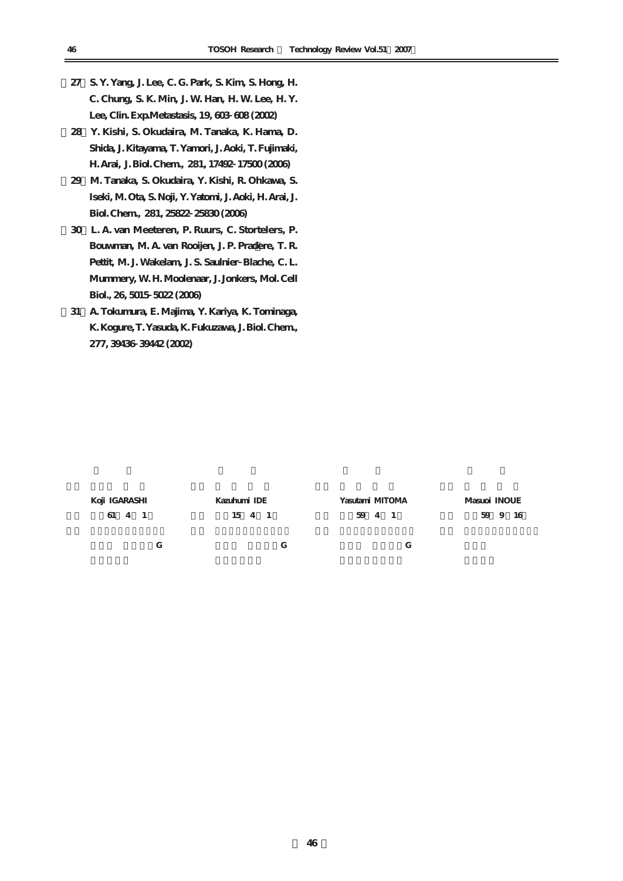（27）S. Y. Yang, J. Lee, C. G. Park, S. Kim, S. Hong, H. C. Chung, S. K. Min, J. W. Han, H. W. Lee, H. Y. Lee, Clin. Exp.Metastasis, 19, 603-608 (2002)

（28）Y. Kishi, S. Okudaira, M. Tanaka, K. Hama, D. Shida, J. Kitayama, T. Yamori, J. Aoki, T. Fujimaki, H. Arai, J. Biol. Chem., 281, 17492-17500 (2006)

（29）M. Tanaka, S. Okudaira, Y. Kishi, R. Ohkawa, S. Iseki, M. Ota, S. Noji, Y. Yatomi, J. Aoki, H. Arai, J. Biol. Chem., 281, 25822-25830 (2006)

（30）L. A. van Meeteren, P. Ruurs, C. Stortelers, P. Bouwman, M. A. van Rooijen, J. P. Pradère, T. R. Pettit, M. J. Wakelam, J. S. Saulnier-Blache, C. L. Mummery, W. H. Moolenaar, J. Jonkers, Mol. Cell Biol., 26, 5015-5022 (2006)

（31）A. Tokumura, E. Majima, Y. Kariya, K. Tominaga, K. Kogure, T. Yasuda, K. Fukuzawa, J. Biol. Chem., 277, 39436-39442 (2002)

Koji IGARASHI
61 4 1
G

Kazuhumi IDE
15 4 1
G

Yasutami MITOMA
59 4 1
G

Masuoi INOUE
59 9 16